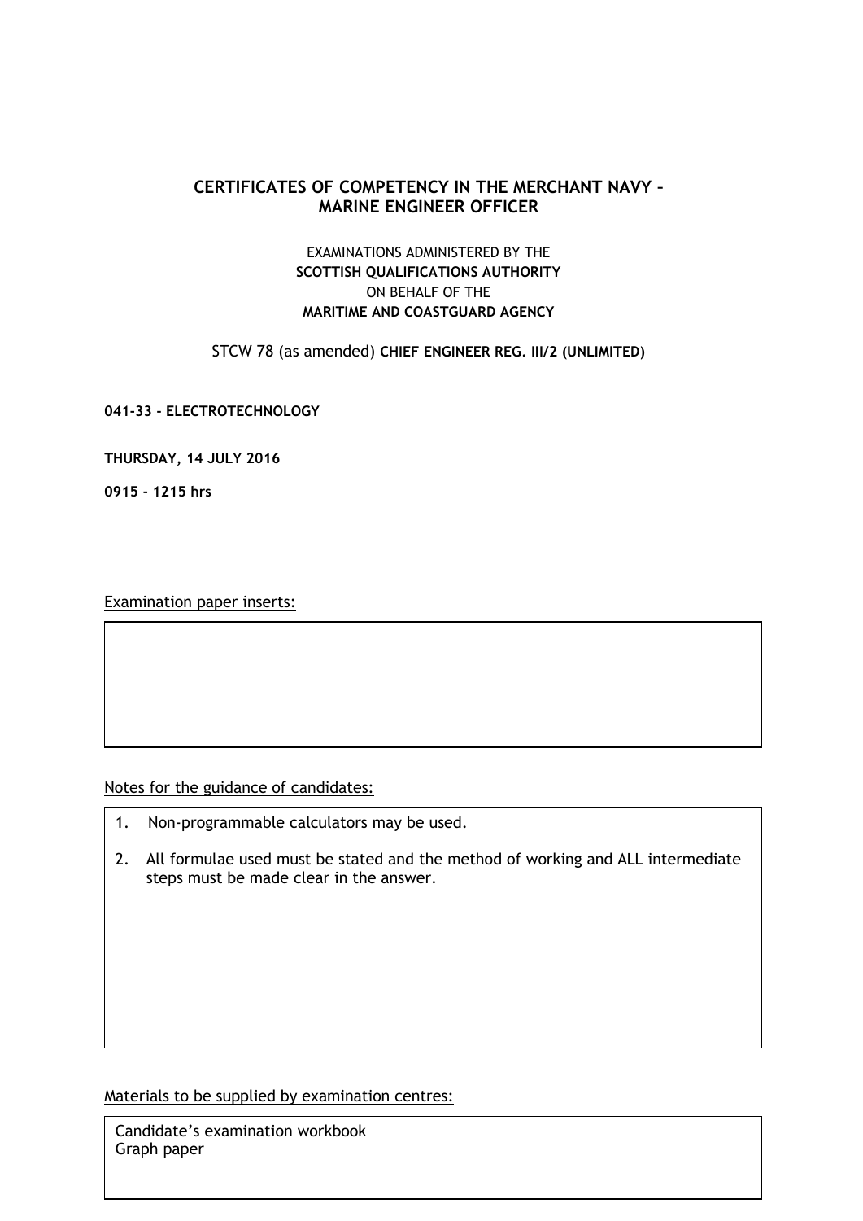# CERTIFICATES OF COMPETENCY IN THE MERCHANT NAVY – MARINE ENGINEER OFFICER

EXAMINATIONS ADMINISTERED BY THE
**SCOTTISH QUALIFICATIONS AUTHORITY**
ON BEHALF OF THE
**MARITIME AND COASTGUARD AGENCY**

STCW 78 (as amended) **CHIEF ENGINEER REG. III/2 (UNLIMITED)**

**041-33 - ELECTROTECHNOLOGY**

**THURSDAY, 14 JULY 2016**

**0915 - 1215 hrs**

Examination paper inserts:

Notes for the guidance of candidates:

1. Non-programmable calculators may be used.
2. All formulae used must be stated and the method of working and ALL intermediate steps must be made clear in the answer.

Materials to be supplied by examination centres:

Candidate's examination workbook
Graph paper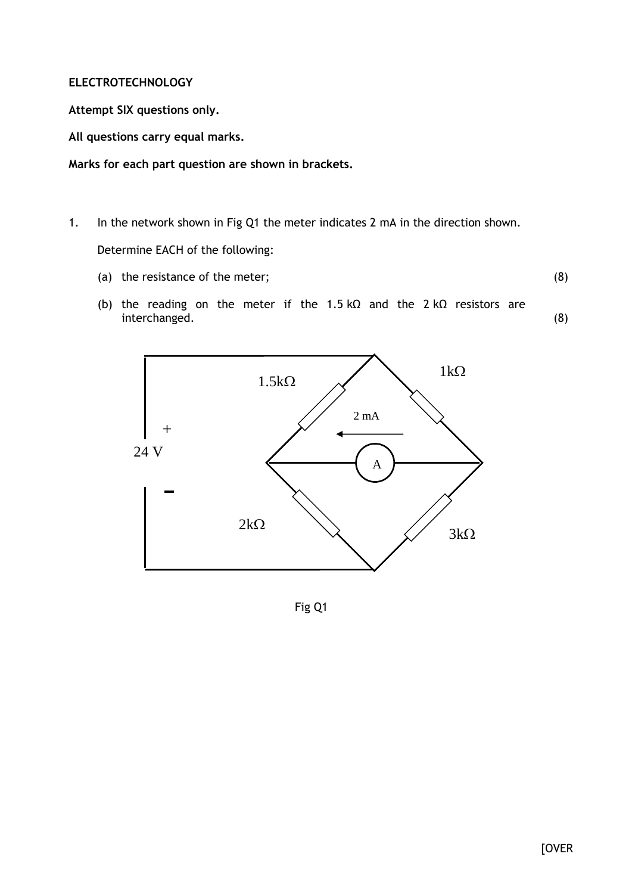**ELECTROTECHNOLOGY**

**Attempt SIX questions only.**

**All questions carry equal marks.**

**Marks for each part question are shown in brackets.**

1. In the network shown in Fig Q1 the meter indicates 2 mA in the direction shown.

   Determine EACH of the following:

   (a) the resistance of the meter; (8)

   (b) the reading on the meter if the 1.5 kΩ and the 2 kΩ resistors are interchanged. (8)

Fig Q1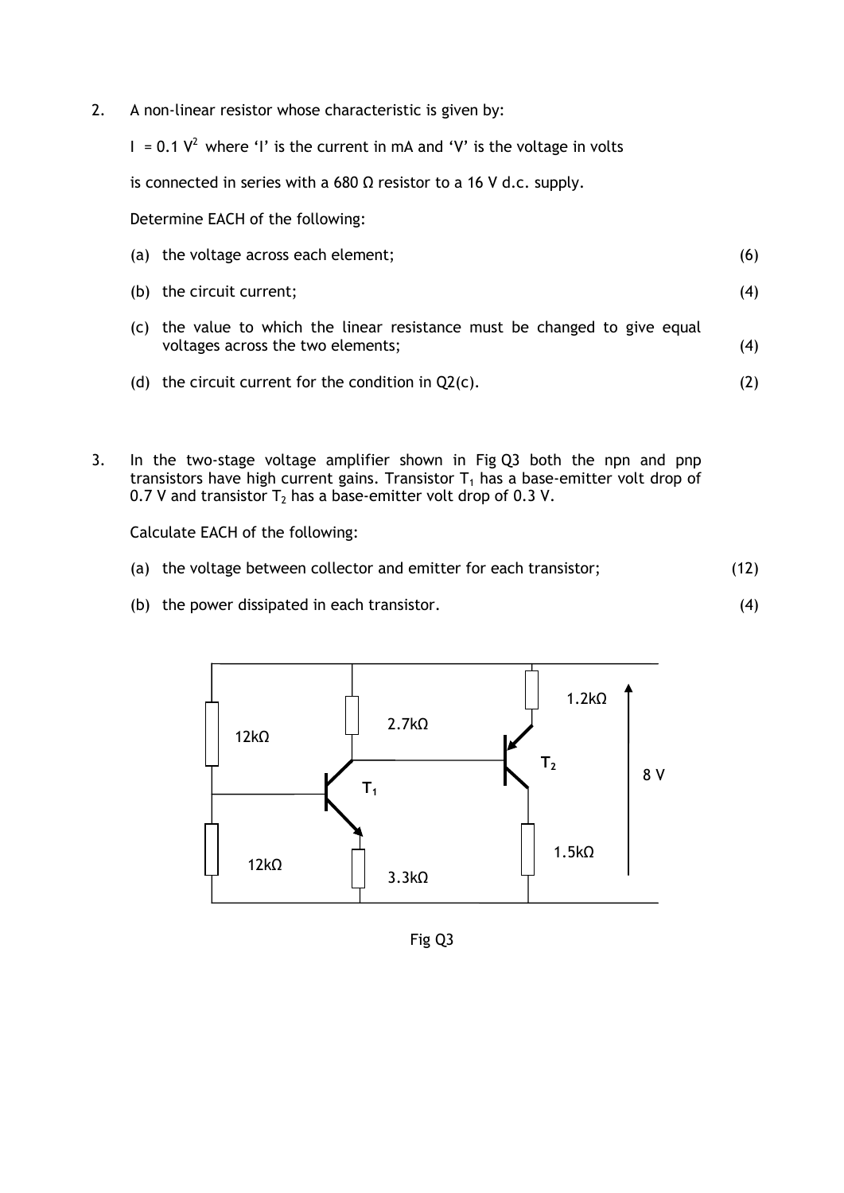2. A non-linear resistor whose characteristic is given by:

   $I = 0.1\ V^2$ where 'I' is the current in mA and 'V' is the voltage in volts

   is connected in series with a 680 Ω resistor to a 16 V d.c. supply.

   Determine EACH of the following:

   (a) the voltage across each element; (6)

   (b) the circuit current; (4)

   (c) the value to which the linear resistance must be changed to give equal voltages across the two elements; (4)

   (d) the circuit current for the condition in Q2(c). (2)

3. In the two-stage voltage amplifier shown in Fig Q3 both the npn and pnp transistors have high current gains. Transistor $T_1$ has a base-emitter volt drop of 0.7 V and transistor $T_2$ has a base-emitter volt drop of 0.3 V.

   Calculate EACH of the following:

   (a) the voltage between collector and emitter for each transistor; (12)

   (b) the power dissipated in each transistor. (4)

12kΩ 2.7kΩ 1.2kΩ $T_2$ 8 V $T_1$ 1.5kΩ 12kΩ 3.3kΩ

Fig Q3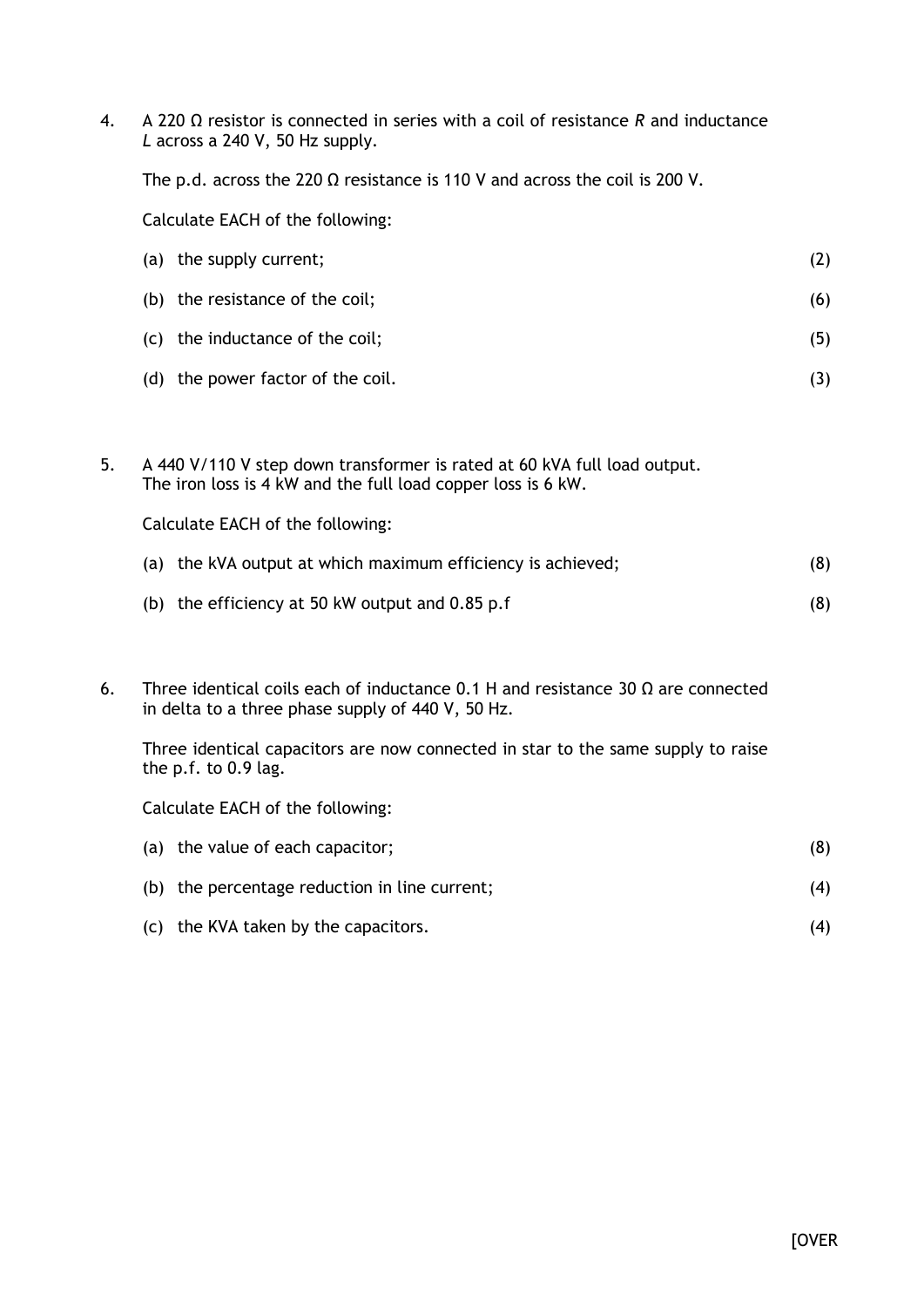4. A 220 Ω resistor is connected in series with a coil of resistance *R* and inductance *L* across a 240 V, 50 Hz supply.

   The p.d. across the 220 Ω resistance is 110 V and across the coil is 200 V.

   Calculate EACH of the following:

   (a) the supply current; (2)

   (b) the resistance of the coil; (6)

   (c) the inductance of the coil; (5)

   (d) the power factor of the coil. (3)

5. A 440 V/110 V step down transformer is rated at 60 kVA full load output. The iron loss is 4 kW and the full load copper loss is 6 kW.

   Calculate EACH of the following:

   (a) the kVA output at which maximum efficiency is achieved; (8)

   (b) the efficiency at 50 kW output and 0.85 p.f (8)

6. Three identical coils each of inductance 0.1 H and resistance 30 Ω are connected in delta to a three phase supply of 440 V, 50 Hz.

   Three identical capacitors are now connected in star to the same supply to raise the p.f. to 0.9 lag.

   Calculate EACH of the following:

   (a) the value of each capacitor; (8)

   (b) the percentage reduction in line current; (4)

   (c) the KVA taken by the capacitors. (4)

[OVER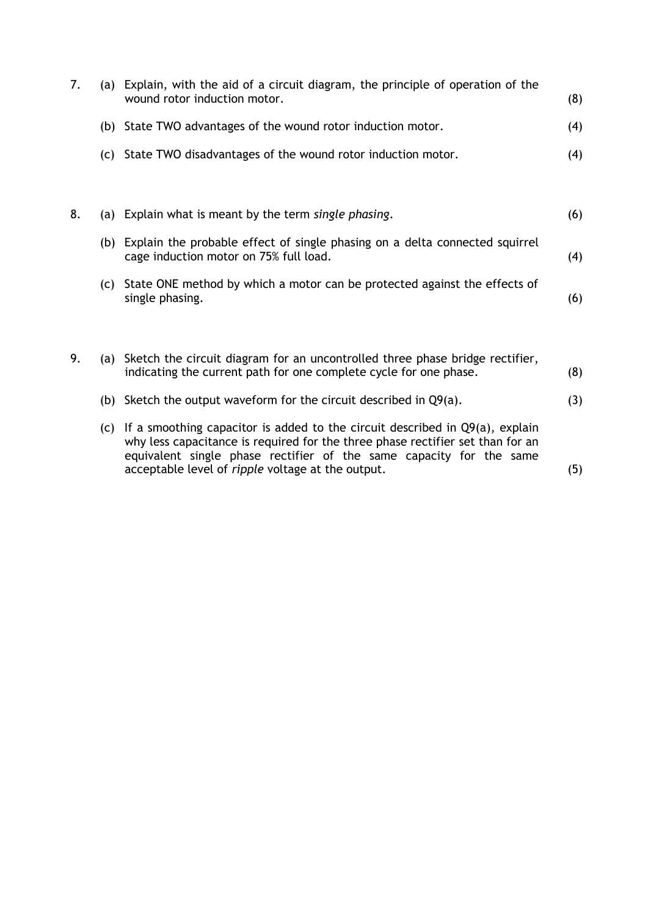7. (a) Explain, with the aid of a circuit diagram, the principle of operation of the wound rotor induction motor. (8)

   (b) State TWO advantages of the wound rotor induction motor. (4)

   (c) State TWO disadvantages of the wound rotor induction motor. (4)

8. (a) Explain what is meant by the term *single phasing*. (6)

   (b) Explain the probable effect of single phasing on a delta connected squirrel cage induction motor on 75% full load. (4)

   (c) State ONE method by which a motor can be protected against the effects of single phasing. (6)

9. (a) Sketch the circuit diagram for an uncontrolled three phase bridge rectifier, indicating the current path for one complete cycle for one phase. (8)

   (b) Sketch the output waveform for the circuit described in Q9(a). (3)

   (c) If a smoothing capacitor is added to the circuit described in Q9(a), explain why less capacitance is required for the three phase rectifier set than for an equivalent single phase rectifier of the same capacity for the same acceptable level of *ripple* voltage at the output. (5)